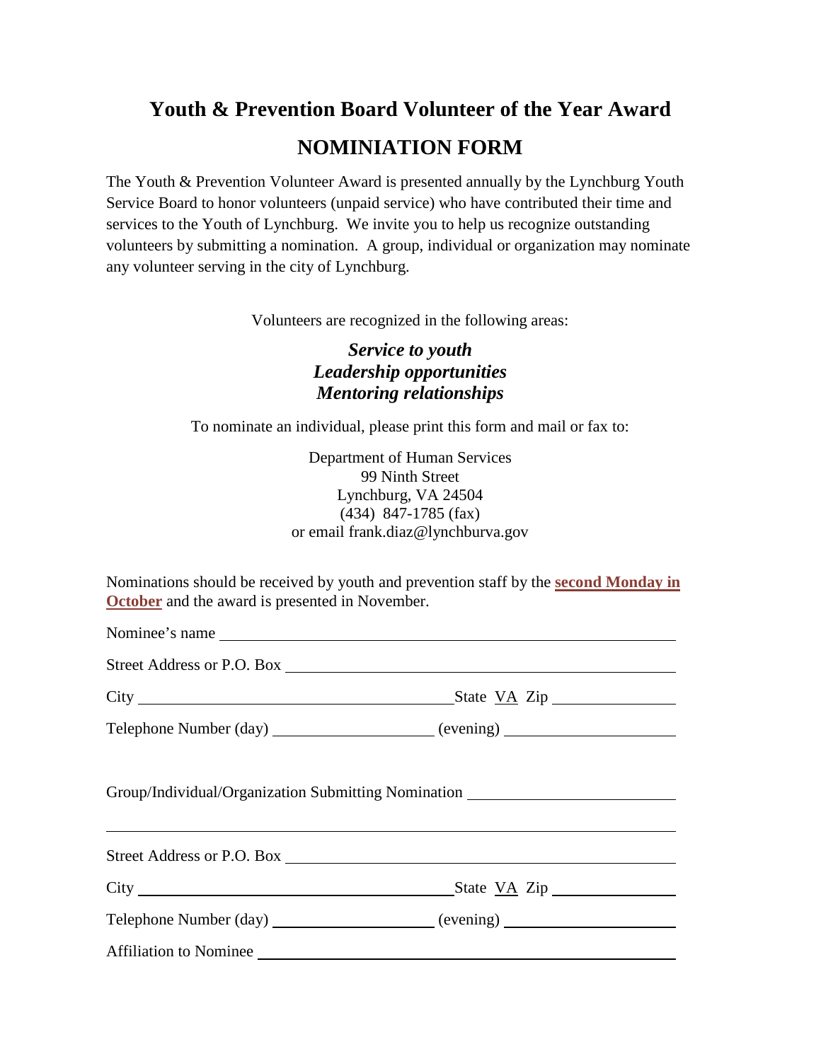# Youth & Prevention Board Volunteer of the Year Award

## NOMINIATION FORM

The Youth & Prevention Volunteer Award is presented annually by the Lynchburg Youth Service Board to honor volunteers (unpaid service) who have contributed their time and services to the Youth of Lynchburg. We invite you to help us recognize outstanding volunteers by submitting a nomination. A group, individual or organization may nominate any volunteer serving in the city of Lynchburg.

Volunteers are recognized in the following areas:

***Service to youth***
***Leadership opportunities***
***Mentoring relationships***

To nominate an individual, please print this form and mail or fax to:

Department of Human Services
99 Ninth Street
Lynchburg, VA 24504
(434) 847-1785 (fax)
or email frank.diaz@lynchburva.gov

Nominations should be received by youth and prevention staff by the **second Monday in October** and the award is presented in November.

Nominee's name ______________________________________________

Street Address or P.O. Box ______________________________________

City ______________________________ State VA Zip ______________

Telephone Number (day) __________________ (evening) __________________

Group/Individual/Organization Submitting Nomination ______________________

______________________________________________________________

Street Address or P.O. Box ______________________________________

City ______________________________ State VA Zip ______________

Telephone Number (day) __________________ (evening) __________________

Affiliation to Nominee ______________________________________________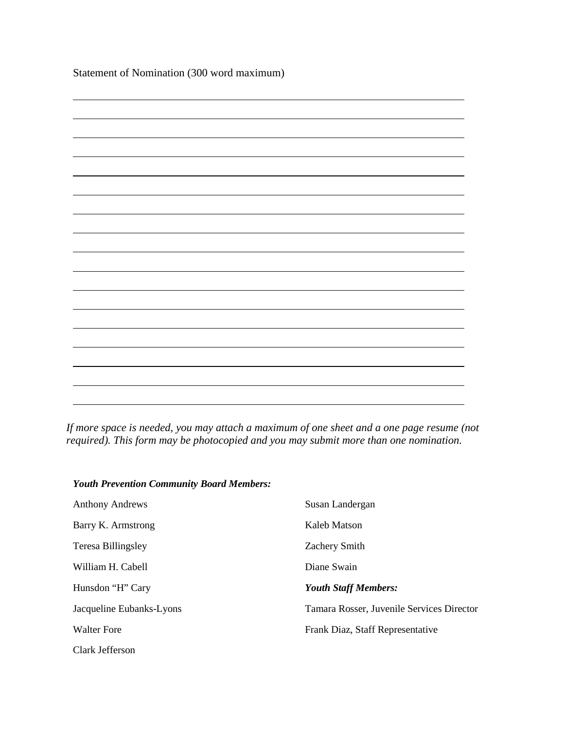Statement of Nomination (300 word maximum)

_If more space is needed, you may attach a maximum of one sheet and a one page resume (not required). This form may be photocopied and you may submit more than one nomination._

***Youth Prevention Community Board Members:***

Anthony Andrews

Barry K. Armstrong

Teresa Billingsley

William H. Cabell

Hunsdon "H" Cary

Jacqueline Eubanks-Lyons

Walter Fore

Clark Jefferson

Susan Landergan

Kaleb Matson

Zachery Smith

Diane Swain

***Youth Staff Members:***

Tamara Rosser, Juvenile Services Director

Frank Diaz, Staff Representative